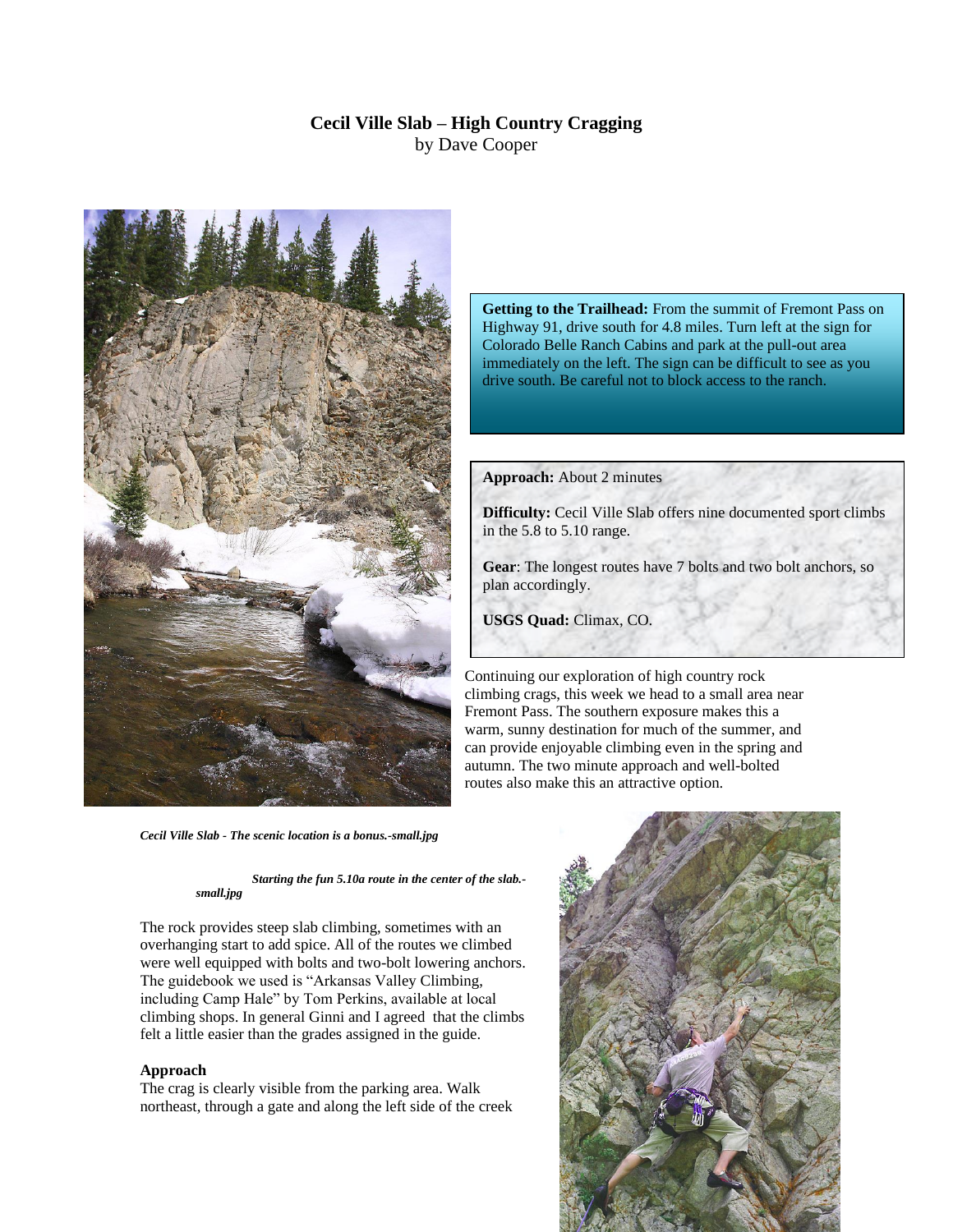# Cecil Ville Slab – High Country Cragging

by Dave Cooper

**Getting to the Trailhead:** From the summit of Fremont Pass on Highway 91, drive south for 4.8 miles. Turn left at the sign for Colorado Belle Ranch Cabins and park at the pull-out area immediately on the left. The sign can be difficult to see as you drive south. Be careful not to block access to the ranch.

**Approach:** About 2 minutes

**Difficulty:** Cecil Ville Slab offers nine documented sport climbs in the 5.8 to 5.10 range.

**Gear**: The longest routes have 7 bolts and two bolt anchors, so plan accordingly.

**USGS Quad:** Climax, CO.

Continuing our exploration of high country rock climbing crags, this week we head to a small area near Fremont Pass. The southern exposure makes this a warm, sunny destination for much of the summer, and can provide enjoyable climbing even in the spring and autumn. The two minute approach and well-bolted routes also make this an attractive option.

***Cecil Ville Slab - The scenic location is a bonus.-small.jpg***

***Starting the fun 5.10a route in the center of the slab.-small.jpg***

The rock provides steep slab climbing, sometimes with an overhanging start to add spice. All of the routes we climbed were well equipped with bolts and two-bolt lowering anchors. The guidebook we used is "Arkansas Valley Climbing, including Camp Hale" by Tom Perkins, available at local climbing shops. In general Ginni and I agreed that the climbs felt a little easier than the grades assigned in the guide.

**Approach**

The crag is clearly visible from the parking area. Walk northeast, through a gate and along the left side of the creek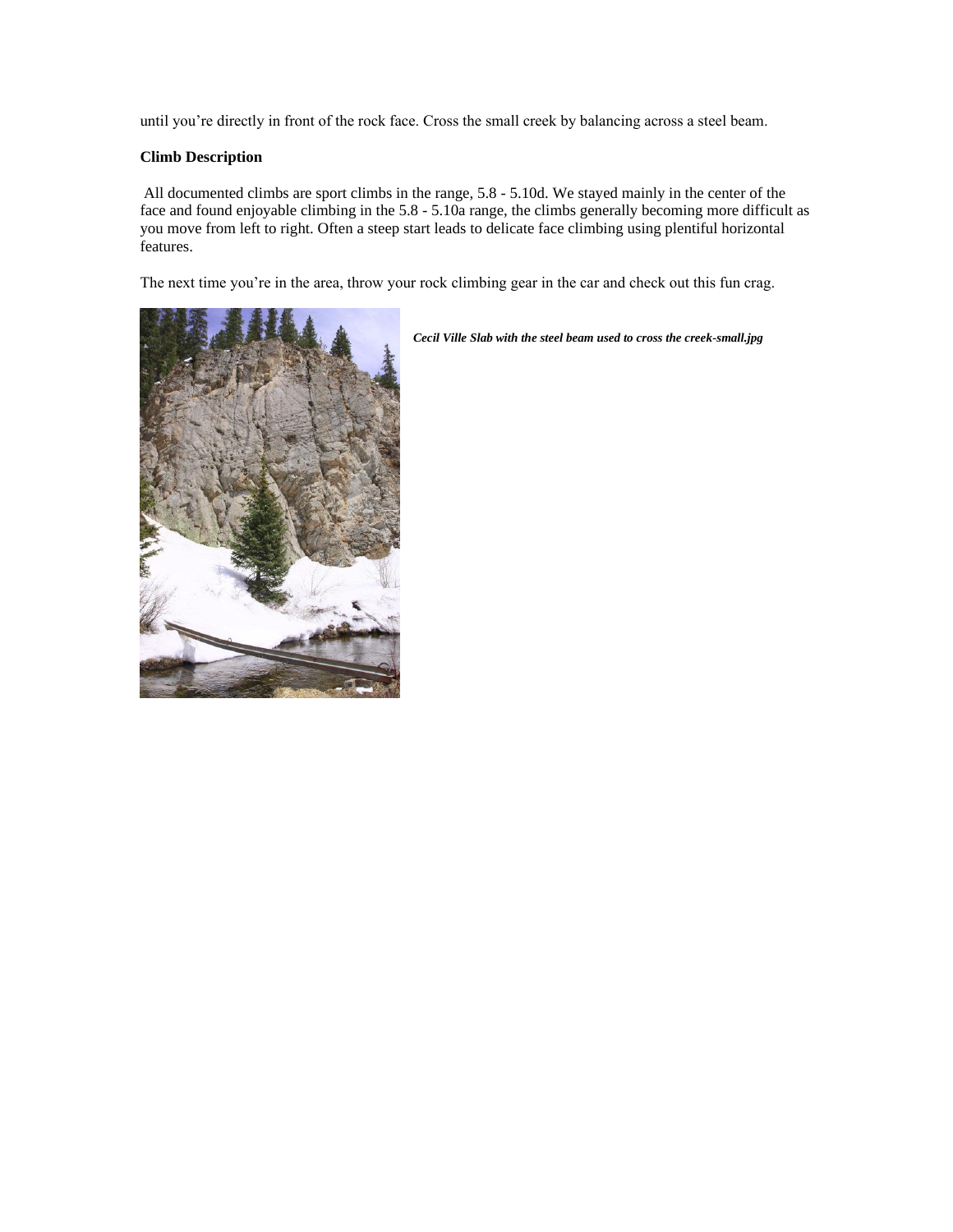until you're directly in front of the rock face. Cross the small creek by balancing across a steel beam.

**Climb Description**

All documented climbs are sport climbs in the range, 5.8 - 5.10d. We stayed mainly in the center of the face and found enjoyable climbing in the 5.8 - 5.10a range, the climbs generally becoming more difficult as you move from left to right. Often a steep start leads to delicate face climbing using plentiful horizontal features.

The next time you're in the area, throw your rock climbing gear in the car and check out this fun crag.

***Cecil Ville Slab with the steel beam used to cross the creek-small.jpg***